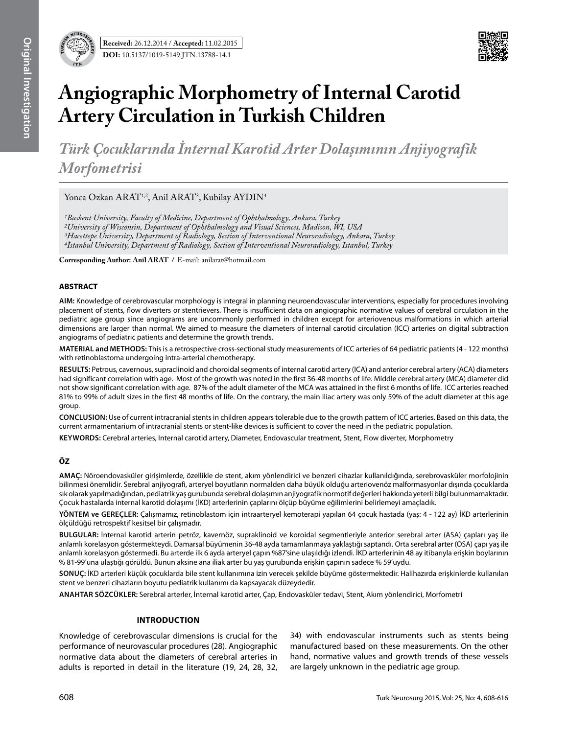**Received:** 26.12.2014 / **Accepted:** 11.02.2015

**DOI:** 10.5137/1019-5149.JTN.13788-14.1

# Angiographic Morphometry of Internal Carotid Artery Circulation in Turkish Children

## *Türk Çocuklarında İnternal Karotid Arter Dolaşımının Anjiyografik Morfometrisi*

Yonca Ozkan ARAT[1,2], Anil ARAT[3], Kubilay AYDIN[4]

*[1]Baskent University, Faculty of Medicine, Department of Ophthalmology, Ankara, Turkey*
*[2]University of Wisconsin, Department of Ophthalmology and Visual Sciences, Madison, WI, USA*
*[3]Hacettepe University, Department of Radiology, Section of Interventional Neuroradiology, Ankara, Turkey*
*[4]İstanbul University, Department of Radiology, Section of Interventional Neuroradiology, Istanbul, Turkey*

**Corresponding Author: Anil ARAT /** E-mail: anilarat@hotmail.com

### ABSTRACT

**AIM:** Knowledge of cerebrovascular morphology is integral in planning neuroendovascular interventions, especially for procedures involving placement of stents, flow diverters or stentrievers. There is insufficient data on angiographic normative values of cerebral circulation in the pediatric age group since angiograms are uncommonly performed in children except for arteriovenous malformations in which arterial dimensions are larger than normal. We aimed to measure the diameters of internal carotid circulation (ICC) arteries on digital subtraction angiograms of pediatric patients and determine the growth trends.

**MATERIAL and METHODS:** This is a retrospective cross-sectional study measurements of ICC arteries of 64 pediatric patients (4 - 122 months) with retinoblastoma undergoing intra-arterial chemotherapy.

**RESULTS:** Petrous, cavernous, supraclinoid and choroidal segments of internal carotid artery (ICA) and anterior cerebral artery (ACA) diameters had significant correlation with age. Most of the growth was noted in the first 36-48 months of life. Middle cerebral artery (MCA) diameter did not show significant correlation with age. 87% of the adult diameter of the MCA was attained in the first 6 months of life. ICC arteries reached 81% to 99% of adult sizes in the first 48 months of life. On the contrary, the main iliac artery was only 59% of the adult diameter at this age group.

**CONCLUSION:** Use of current intracranial stents in children appears tolerable due to the growth pattern of ICC arteries. Based on this data, the current armamentarium of intracranial stents or stent-like devices is sufficient to cover the need in the pediatric population.

**KEYWORDS:** Cerebral arteries, Internal carotid artery, Diameter, Endovascular treatment, Stent, Flow diverter, Morphometry

### ÖZ

**AMAÇ:** Nöroendovasküler girişimlerde, özellikle de stent, akım yönlendirici ve benzeri cihazlar kullanıldığında, serebrovasküler morfolojinin bilinmesi önemlidir. Serebral anjiyografi, arteryel boyutların normalden daha büyük olduğu arteriovenöz malformasyonlar dışında çocuklarda sık olarak yapılmadığından, pediatrik yaş gurubunda serebral dolaşımın anjiyografik normotif değerleri hakkında yeterli bilgi bulunmamaktadır. Çocuk hastalarda internal karotid dolaşımı (İKD) arterlerinin çaplarını ölçüp büyüme eğilimlerini belirlemeyi amaçladık.

**YÖNTEM ve GEREÇLER:** Çalışmamız, retinoblastom için intraarteryel kemoterapi yapılan 64 çocuk hastada (yaş: 4 - 122 ay) İKD arterlerinin ölçüldüğü retrospektif kesitsel bir çalışmadır.

**BULGULAR:** İnternal karotid arterin petröz, kavernöz, supraklinoid ve koroidal segmentleriyle anterior serebral arter (ASA) çapları yaş ile anlamlı korelasyon göstermekteydi. Damarsal büyümenin 36-48 ayda tamamlanmaya yaklaştığı saptandı. Orta serebral arter (OSA) çapı yaş ile anlamlı korelasyon göstermedi. Bu arterde ilk 6 ayda arteryel çapın %87'sine ulaşıldığı izlendi. İKD arterlerinin 48 ay itibarıyla erişkin boylarının % 81-99'una ulaştığı görüldü. Bunun aksine ana iliak arter bu yaş gurubunda erişkin çapının sadece % 59'uydu.

**SONUÇ:** İKD arterleri küçük çocuklarda bile stent kullanımına izin verecek şekilde büyüme göstermektedir. Halihazırda erişkinlerde kullanılan stent ve benzeri cihazların boyutu pediatrik kullanımı da kapsayacak düzeydedir.

**ANAHTAR SÖZCÜKLER:** Serebral arterler, İnternal karotid arter, Çap, Endovasküler tedavi, Stent, Akım yönlendirici, Morfometri

### INTRODUCTION

Knowledge of cerebrovascular dimensions is crucial for the performance of neurovascular procedures (28). Angiographic normative data about the diameters of cerebral arteries in adults is reported in detail in the literature (19, 24, 28, 32, 34) with endovascular instruments such as stents being manufactured based on these measurements. On the other hand, normative values and growth trends of these vessels are largely unknown in the pediatric age group.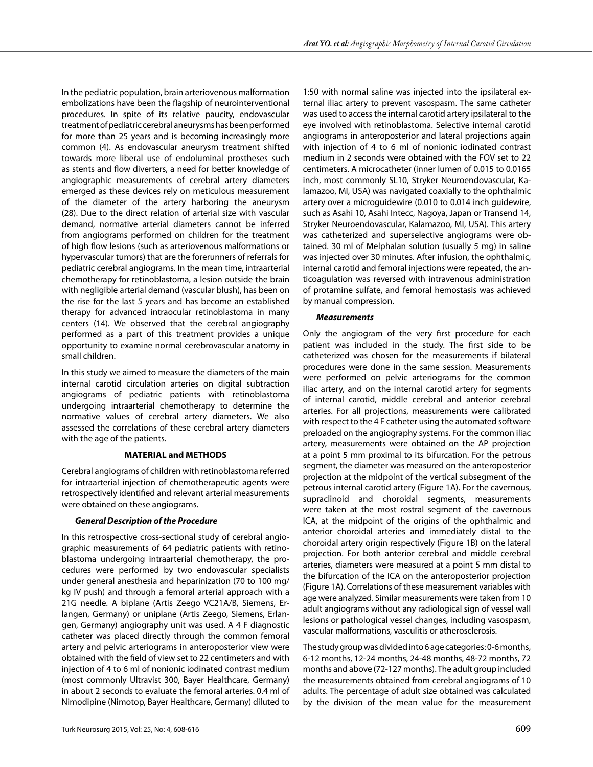In the pediatric population, brain arteriovenous malformation embolizations have been the flagship of neurointerventional procedures. In spite of its relative paucity, endovascular treatment of pediatric cerebral aneurysms has been performed for more than 25 years and is becoming increasingly more common (4). As endovascular aneurysm treatment shifted towards more liberal use of endoluminal prostheses such as stents and flow diverters, a need for better knowledge of angiographic measurements of cerebral artery diameters emerged as these devices rely on meticulous measurement of the diameter of the artery harboring the aneurysm (28). Due to the direct relation of arterial size with vascular demand, normative arterial diameters cannot be inferred from angiograms performed on children for the treatment of high flow lesions (such as arteriovenous malformations or hypervascular tumors) that are the forerunners of referrals for pediatric cerebral angiograms. In the mean time, intraarterial chemotherapy for retinoblastoma, a lesion outside the brain with negligible arterial demand (vascular blush), has been on the rise for the last 5 years and has become an established therapy for advanced intraocular retinoblastoma in many centers (14). We observed that the cerebral angiography performed as a part of this treatment provides a unique opportunity to examine normal cerebrovascular anatomy in small children.

In this study we aimed to measure the diameters of the main internal carotid circulation arteries on digital subtraction angiograms of pediatric patients with retinoblastoma undergoing intraarterial chemotherapy to determine the normative values of cerebral artery diameters. We also assessed the correlations of these cerebral artery diameters with the age of the patients.

## MATERIAL and METHODS

Cerebral angiograms of children with retinoblastoma referred for intraarterial injection of chemotherapeutic agents were retrospectively identified and relevant arterial measurements were obtained on these angiograms.

### *General Description of the Procedure*

In this retrospective cross-sectional study of cerebral angiographic measurements of 64 pediatric patients with retinoblastoma undergoing intraarterial chemotherapy, the procedures were performed by two endovascular specialists under general anesthesia and heparinization (70 to 100 mg/kg IV push) and through a femoral arterial approach with a 21G needle. A biplane (Artis Zeego VC21A/B, Siemens, Erlangen, Germany) or uniplane (Artis Zeego, Siemens, Erlangen, Germany) angiography unit was used. A 4 F diagnostic catheter was placed directly through the common femoral artery and pelvic arteriograms in anteroposterior view were obtained with the field of view set to 22 centimeters and with injection of 4 to 6 ml of nonionic iodinated contrast medium (most commonly Ultravist 300, Bayer Healthcare, Germany) in about 2 seconds to evaluate the femoral arteries. 0.4 ml of Nimodipine (Nimotop, Bayer Healthcare, Germany) diluted to 1:50 with normal saline was injected into the ipsilateral external iliac artery to prevent vasospasm. The same catheter was used to access the internal carotid artery ipsilateral to the eye involved with retinoblastoma. Selective internal carotid angiograms in anteroposterior and lateral projections again with injection of 4 to 6 ml of nonionic iodinated contrast medium in 2 seconds were obtained with the FOV set to 22 centimeters. A microcatheter (inner lumen of 0.015 to 0.0165 inch, most commonly SL10, Stryker Neuroendovascular, Kalamazoo, MI, USA) was navigated coaxially to the ophthalmic artery over a microguidewire (0.010 to 0.014 inch guidewire, such as Asahi 10, Asahi Intecc, Nagoya, Japan or Transend 14, Stryker Neuroendovascular, Kalamazoo, MI, USA). This artery was catheterized and superselective angiograms were obtained. 30 ml of Melphalan solution (usually 5 mg) in saline was injected over 30 minutes. After infusion, the ophthalmic, internal carotid and femoral injections were repeated, the anticoagulation was reversed with intravenous administration of protamine sulfate, and femoral hemostasis was achieved by manual compression.

### *Measurements*

Only the angiogram of the very first procedure for each patient was included in the study. The first side to be catheterized was chosen for the measurements if bilateral procedures were done in the same session. Measurements were performed on pelvic arteriograms for the common iliac artery, and on the internal carotid artery for segments of internal carotid, middle cerebral and anterior cerebral arteries. For all projections, measurements were calibrated with respect to the 4 F catheter using the automated software preloaded on the angiography systems. For the common iliac artery, measurements were obtained on the AP projection at a point 5 mm proximal to its bifurcation. For the petrous segment, the diameter was measured on the anteroposterior projection at the midpoint of the vertical subsegment of the petrous internal carotid artery (Figure 1A). For the cavernous, supraclinoid and choroidal segments, measurements were taken at the most rostral segment of the cavernous ICA, at the midpoint of the origins of the ophthalmic and anterior choroidal arteries and immediately distal to the choroidal artery origin respectively (Figure 1B) on the lateral projection. For both anterior cerebral and middle cerebral arteries, diameters were measured at a point 5 mm distal to the bifurcation of the ICA on the anteroposterior projection (Figure 1A). Correlations of these measurement variables with age were analyzed. Similar measurements were taken from 10 adult angiograms without any radiological sign of vessel wall lesions or pathological vessel changes, including vasospasm, vascular malformations, vasculitis or atherosclerosis.

The study group was divided into 6 age categories: 0-6 months, 6-12 months, 12-24 months, 24-48 months, 48-72 months, 72 months and above (72-127 months). The adult group included the measurements obtained from cerebral angiograms of 10 adults. The percentage of adult size obtained was calculated by the division of the mean value for the measurement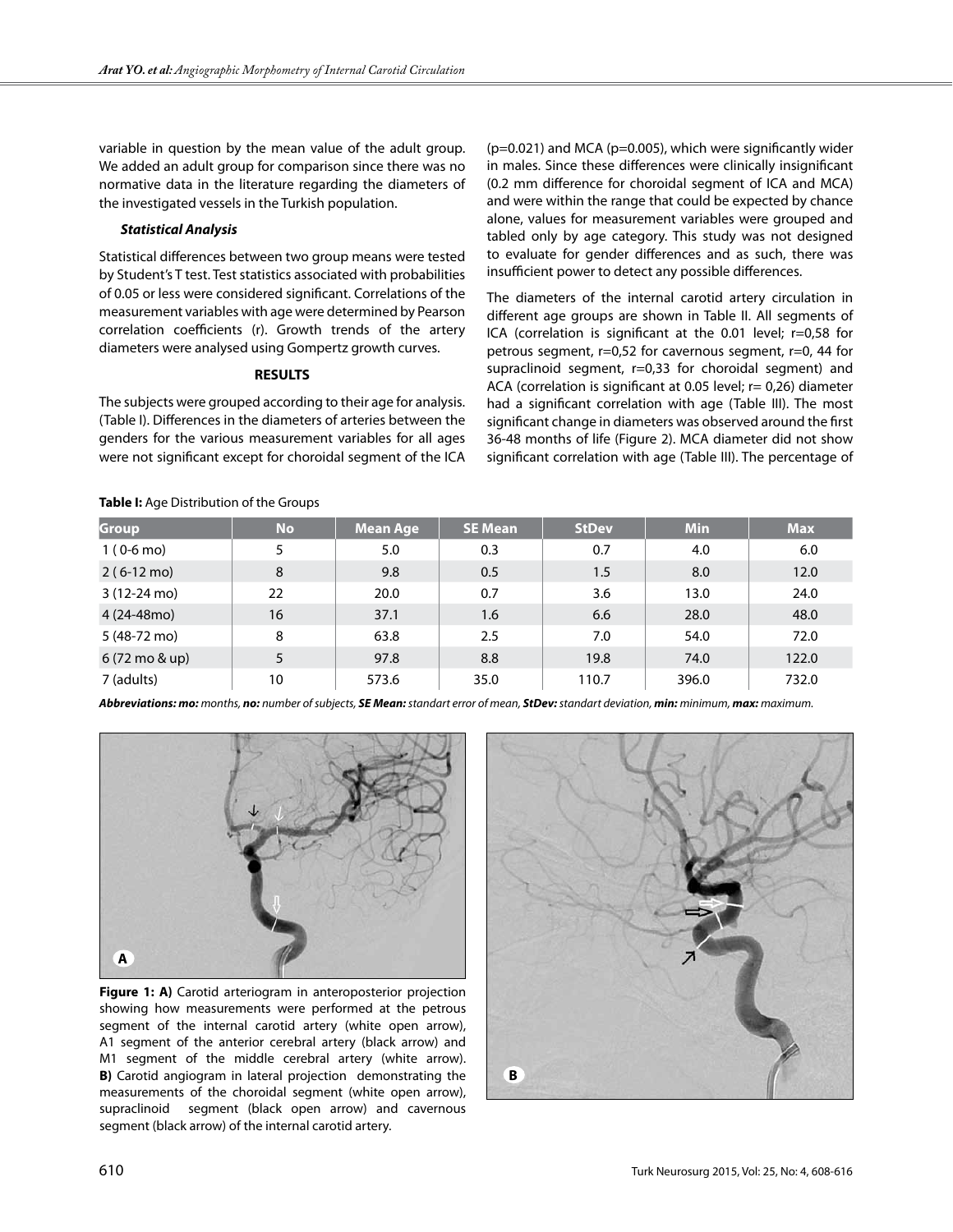variable in question by the mean value of the adult group. We added an adult group for comparison since there was no normative data in the literature regarding the diameters of the investigated vessels in the Turkish population.

***Statistical Analysis***

Statistical differences between two group means were tested by Student's T test. Test statistics associated with probabilities of 0.05 or less were considered significant. Correlations of the measurement variables with age were determined by Pearson correlation coefficients (r). Growth trends of the artery diameters were analysed using Gompertz growth curves.

## RESULTS

The subjects were grouped according to their age for analysis. (Table I). Differences in the diameters of arteries between the genders for the various measurement variables for all ages were not significant except for choroidal segment of the ICA (p=0.021) and MCA (p=0.005), which were significantly wider in males. Since these differences were clinically insignificant (0.2 mm difference for choroidal segment of ICA and MCA) and were within the range that could be expected by chance alone, values for measurement variables were grouped and tabled only by age category. This study was not designed to evaluate for gender differences and as such, there was insufficient power to detect any possible differences.

The diameters of the internal carotid artery circulation in different age groups are shown in Table II. All segments of ICA (correlation is significant at the 0.01 level; r=0,58 for petrous segment, r=0,52 for cavernous segment, r=0, 44 for supraclinoid segment, r=0,33 for choroidal segment) and ACA (correlation is significant at 0.05 level; r= 0,26) diameter had a significant correlation with age (Table III). The most significant change in diameters was observed around the first 36-48 months of life (Figure 2). MCA diameter did not show significant correlation with age (Table III). The percentage of

**Table I:** Age Distribution of the Groups

| Group | No | Mean Age | SE Mean | StDev | Min | Max |
|---|---|---|---|---|---|---|
| 1 ( 0-6 mo) | 5 | 5.0 | 0.3 | 0.7 | 4.0 | 6.0 |
| 2 ( 6-12 mo) | 8 | 9.8 | 0.5 | 1.5 | 8.0 | 12.0 |
| 3 (12-24 mo) | 22 | 20.0 | 0.7 | 3.6 | 13.0 | 24.0 |
| 4 (24-48mo) | 16 | 37.1 | 1.6 | 6.6 | 28.0 | 48.0 |
| 5 (48-72 mo) | 8 | 63.8 | 2.5 | 7.0 | 54.0 | 72.0 |
| 6 (72 mo & up) | 5 | 97.8 | 8.8 | 19.8 | 74.0 | 122.0 |
| 7 (adults) | 10 | 573.6 | 35.0 | 110.7 | 396.0 | 732.0 |

***Abbreviations: mo:** months, **no:** number of subjects, **SE Mean:** standart error of mean, **StDev:** standart deviation, **min:** minimum, **max:** maximum.*

**Figure 1: A)** Carotid arteriogram in anteroposterior projection showing how measurements were performed at the petrous segment of the internal carotid artery (white open arrow), A1 segment of the anterior cerebral artery (black arrow) and M1 segment of the middle cerebral artery (white arrow). **B)** Carotid angiogram in lateral projection demonstrating the measurements of the choroidal segment (white open arrow), supraclinoid segment (black open arrow) and cavernous segment (black arrow) of the internal carotid artery.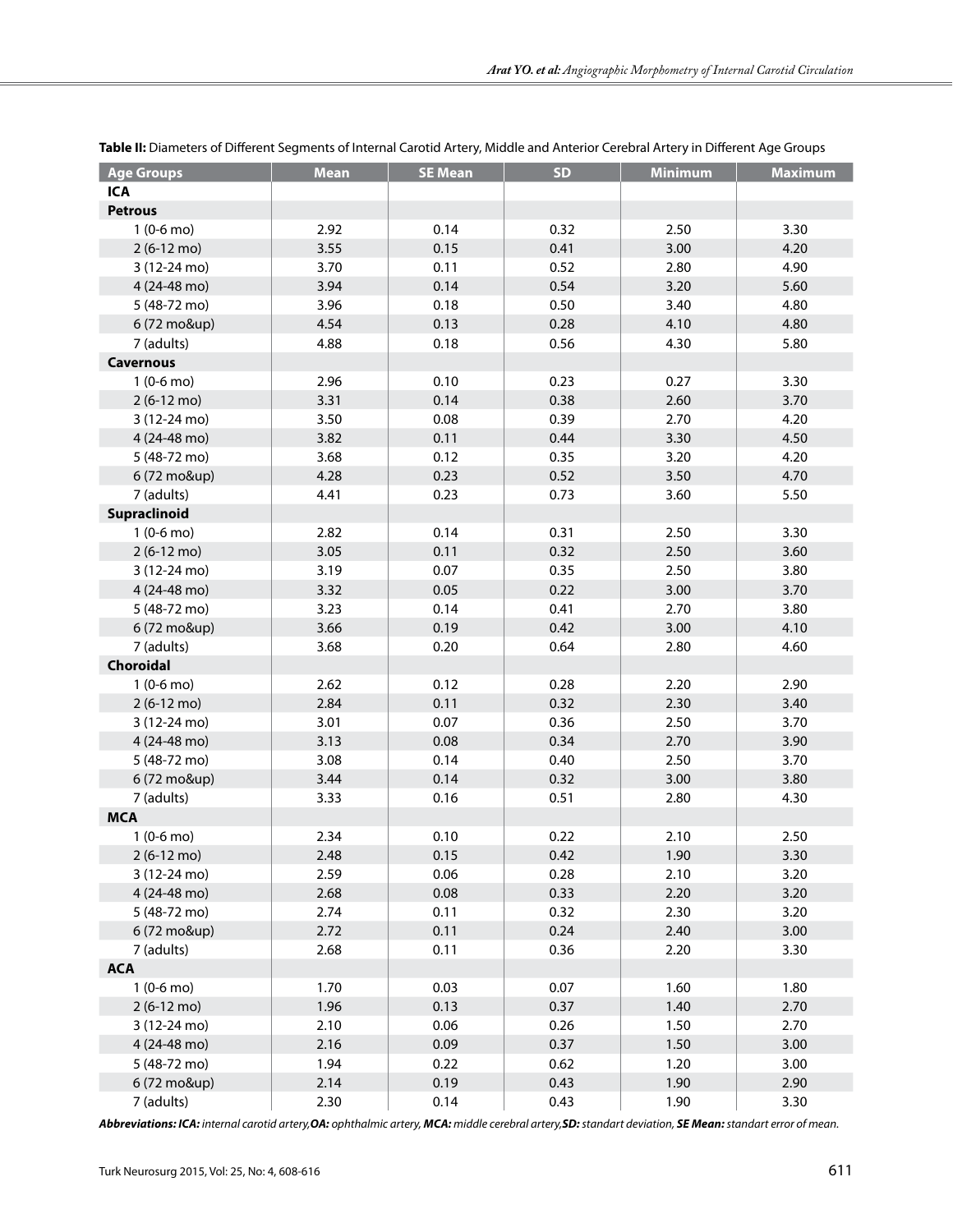**Table II:** Diameters of Different Segments of Internal Carotid Artery, Middle and Anterior Cerebral Artery in Different Age Groups

| Age Groups | Mean | SE Mean | SD | Minimum | Maximum |
|---|---|---|---|---|---|
| **ICA** | | | | | |
| **Petrous** | | | | | |
| 1 (0-6 mo) | 2.92 | 0.14 | 0.32 | 2.50 | 3.30 |
| 2 (6-12 mo) | 3.55 | 0.15 | 0.41 | 3.00 | 4.20 |
| 3 (12-24 mo) | 3.70 | 0.11 | 0.52 | 2.80 | 4.90 |
| 4 (24-48 mo) | 3.94 | 0.14 | 0.54 | 3.20 | 5.60 |
| 5 (48-72 mo) | 3.96 | 0.18 | 0.50 | 3.40 | 4.80 |
| 6 (72 mo&up) | 4.54 | 0.13 | 0.28 | 4.10 | 4.80 |
| 7 (adults) | 4.88 | 0.18 | 0.56 | 4.30 | 5.80 |
| **Cavernous** | | | | | |
| 1 (0-6 mo) | 2.96 | 0.10 | 0.23 | 0.27 | 3.30 |
| 2 (6-12 mo) | 3.31 | 0.14 | 0.38 | 2.60 | 3.70 |
| 3 (12-24 mo) | 3.50 | 0.08 | 0.39 | 2.70 | 4.20 |
| 4 (24-48 mo) | 3.82 | 0.11 | 0.44 | 3.30 | 4.50 |
| 5 (48-72 mo) | 3.68 | 0.12 | 0.35 | 3.20 | 4.20 |
| 6 (72 mo&up) | 4.28 | 0.23 | 0.52 | 3.50 | 4.70 |
| 7 (adults) | 4.41 | 0.23 | 0.73 | 3.60 | 5.50 |
| **Supraclinoid** | | | | | |
| 1 (0-6 mo) | 2.82 | 0.14 | 0.31 | 2.50 | 3.30 |
| 2 (6-12 mo) | 3.05 | 0.11 | 0.32 | 2.50 | 3.60 |
| 3 (12-24 mo) | 3.19 | 0.07 | 0.35 | 2.50 | 3.80 |
| 4 (24-48 mo) | 3.32 | 0.05 | 0.22 | 3.00 | 3.70 |
| 5 (48-72 mo) | 3.23 | 0.14 | 0.41 | 2.70 | 3.80 |
| 6 (72 mo&up) | 3.66 | 0.19 | 0.42 | 3.00 | 4.10 |
| 7 (adults) | 3.68 | 0.20 | 0.64 | 2.80 | 4.60 |
| **Choroidal** | | | | | |
| 1 (0-6 mo) | 2.62 | 0.12 | 0.28 | 2.20 | 2.90 |
| 2 (6-12 mo) | 2.84 | 0.11 | 0.32 | 2.30 | 3.40 |
| 3 (12-24 mo) | 3.01 | 0.07 | 0.36 | 2.50 | 3.70 |
| 4 (24-48 mo) | 3.13 | 0.08 | 0.34 | 2.70 | 3.90 |
| 5 (48-72 mo) | 3.08 | 0.14 | 0.40 | 2.50 | 3.70 |
| 6 (72 mo&up) | 3.44 | 0.14 | 0.32 | 3.00 | 3.80 |
| 7 (adults) | 3.33 | 0.16 | 0.51 | 2.80 | 4.30 |
| **MCA** | | | | | |
| 1 (0-6 mo) | 2.34 | 0.10 | 0.22 | 2.10 | 2.50 |
| 2 (6-12 mo) | 2.48 | 0.15 | 0.42 | 1.90 | 3.30 |
| 3 (12-24 mo) | 2.59 | 0.06 | 0.28 | 2.10 | 3.20 |
| 4 (24-48 mo) | 2.68 | 0.08 | 0.33 | 2.20 | 3.20 |
| 5 (48-72 mo) | 2.74 | 0.11 | 0.32 | 2.30 | 3.20 |
| 6 (72 mo&up) | 2.72 | 0.11 | 0.24 | 2.40 | 3.00 |
| 7 (adults) | 2.68 | 0.11 | 0.36 | 2.20 | 3.30 |
| **ACA** | | | | | |
| 1 (0-6 mo) | 1.70 | 0.03 | 0.07 | 1.60 | 1.80 |
| 2 (6-12 mo) | 1.96 | 0.13 | 0.37 | 1.40 | 2.70 |
| 3 (12-24 mo) | 2.10 | 0.06 | 0.26 | 1.50 | 2.70 |
| 4 (24-48 mo) | 2.16 | 0.09 | 0.37 | 1.50 | 3.00 |
| 5 (48-72 mo) | 1.94 | 0.22 | 0.62 | 1.20 | 3.00 |
| 6 (72 mo&up) | 2.14 | 0.19 | 0.43 | 1.90 | 2.90 |
| 7 (adults) | 2.30 | 0.14 | 0.43 | 1.90 | 3.30 |

***Abbreviations: ICA:*** *internal carotid artery,* ***OA:*** *ophthalmic artery,* ***MCA:*** *middle cerebral artery,* ***SD:*** *standart deviation,* ***SE Mean:*** *standart error of mean.*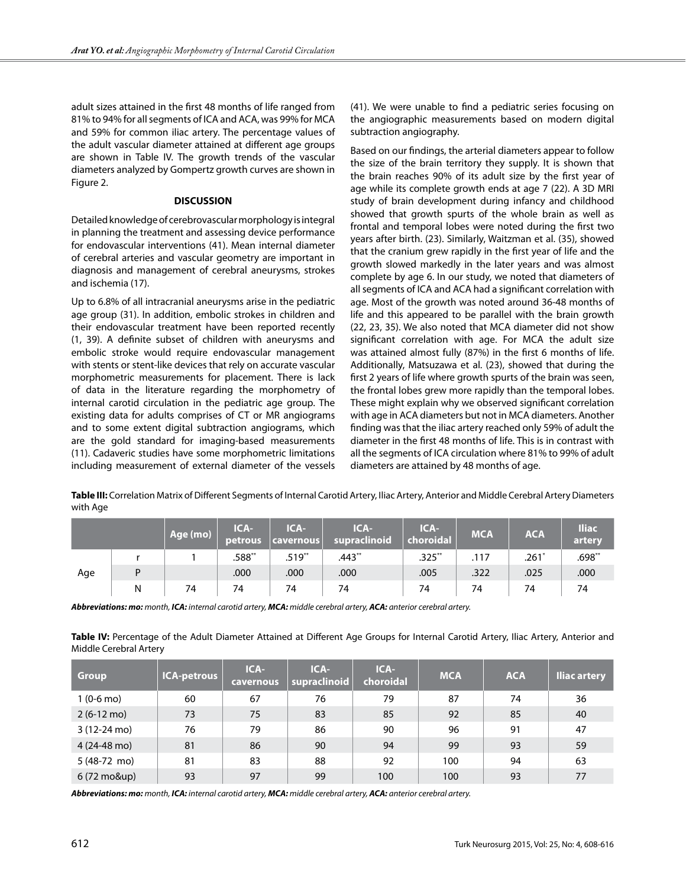adult sizes attained in the first 48 months of life ranged from 81% to 94% for all segments of ICA and ACA, was 99% for MCA and 59% for common iliac artery. The percentage values of the adult vascular diameter attained at different age groups are shown in Table IV. The growth trends of the vascular diameters analyzed by Gompertz growth curves are shown in Figure 2.

## DISCUSSION

Detailed knowledge of cerebrovascular morphology is integral in planning the treatment and assessing device performance for endovascular interventions (41). Mean internal diameter of cerebral arteries and vascular geometry are important in diagnosis and management of cerebral aneurysms, strokes and ischemia (17).

Up to 6.8% of all intracranial aneurysms arise in the pediatric age group (31). In addition, embolic strokes in children and their endovascular treatment have been reported recently (1, 39). A definite subset of children with aneurysms and embolic stroke would require endovascular management with stents or stent-like devices that rely on accurate vascular morphometric measurements for placement. There is lack of data in the literature regarding the morphometry of internal carotid circulation in the pediatric age group. The existing data for adults comprises of CT or MR angiograms and to some extent digital subtraction angiograms, which are the gold standard for imaging-based measurements (11). Cadaveric studies have some morphometric limitations including measurement of external diameter of the vessels (41). We were unable to find a pediatric series focusing on the angiographic measurements based on modern digital subtraction angiography.

Based on our findings, the arterial diameters appear to follow the size of the brain territory they supply. It is shown that the brain reaches 90% of its adult size by the first year of age while its complete growth ends at age 7 (22). A 3D MRI study of brain development during infancy and childhood showed that growth spurts of the whole brain as well as frontal and temporal lobes were noted during the first two years after birth. (23). Similarly, Waitzman et al. (35), showed that the cranium grew rapidly in the first year of life and the growth slowed markedly in the later years and was almost complete by age 6. In our study, we noted that diameters of all segments of ICA and ACA had a significant correlation with age. Most of the growth was noted around 36-48 months of life and this appeared to be parallel with the brain growth (22, 23, 35). We also noted that MCA diameter did not show significant correlation with age. For MCA the adult size was attained almost fully (87%) in the first 6 months of life. Additionally, Matsuzawa et al. (23), showed that during the first 2 years of life where growth spurts of the brain was seen, the frontal lobes grew more rapidly than the temporal lobes. These might explain why we observed significant correlation with age in ACA diameters but not in MCA diameters. Another finding was that the iliac artery reached only 59% of adult the diameter in the first 48 months of life. This is in contrast with all the segments of ICA circulation where 81% to 99% of adult diameters are attained by 48 months of age.

**Table III:** Correlation Matrix of Different Segments of Internal Carotid Artery, Iliac Artery, Anterior and Middle Cerebral Artery Diameters with Age

| | | Age (mo) | ICA-petrous | ICA-cavernous | ICA-supraclinoid | ICA-choroidal | MCA | ACA | Iliac artery |
|---|---|---|---|---|---|---|---|---|---|
| Age | r | 1 | .588** | .519** | .443** | .325** | .117 | .261* | .698** |
| | P | | .000 | .000 | .000 | .005 | .322 | .025 | .000 |
| | N | 74 | 74 | 74 | 74 | 74 | 74 | 74 | 74 |

***Abbreviations: mo:** month, **ICA:** internal carotid artery, **MCA:** middle cerebral artery, **ACA:** anterior cerebral artery.*

**Table IV:** Percentage of the Adult Diameter Attained at Different Age Groups for Internal Carotid Artery, Iliac Artery, Anterior and Middle Cerebral Artery

| Group | ICA-petrous | ICA-cavernous | ICA-supraclinoid | ICA-choroidal | MCA | ACA | Iliac artery |
|---|---|---|---|---|---|---|---|
| 1 (0-6 mo) | 60 | 67 | 76 | 79 | 87 | 74 | 36 |
| 2 (6-12 mo) | 73 | 75 | 83 | 85 | 92 | 85 | 40 |
| 3 (12-24 mo) | 76 | 79 | 86 | 90 | 96 | 91 | 47 |
| 4 (24-48 mo) | 81 | 86 | 90 | 94 | 99 | 93 | 59 |
| 5 (48-72 mo) | 81 | 83 | 88 | 92 | 100 | 94 | 63 |
| 6 (72 mo&up) | 93 | 97 | 99 | 100 | 100 | 93 | 77 |

***Abbreviations: mo:** month, **ICA:** internal carotid artery, **MCA:** middle cerebral artery, **ACA:** anterior cerebral artery.*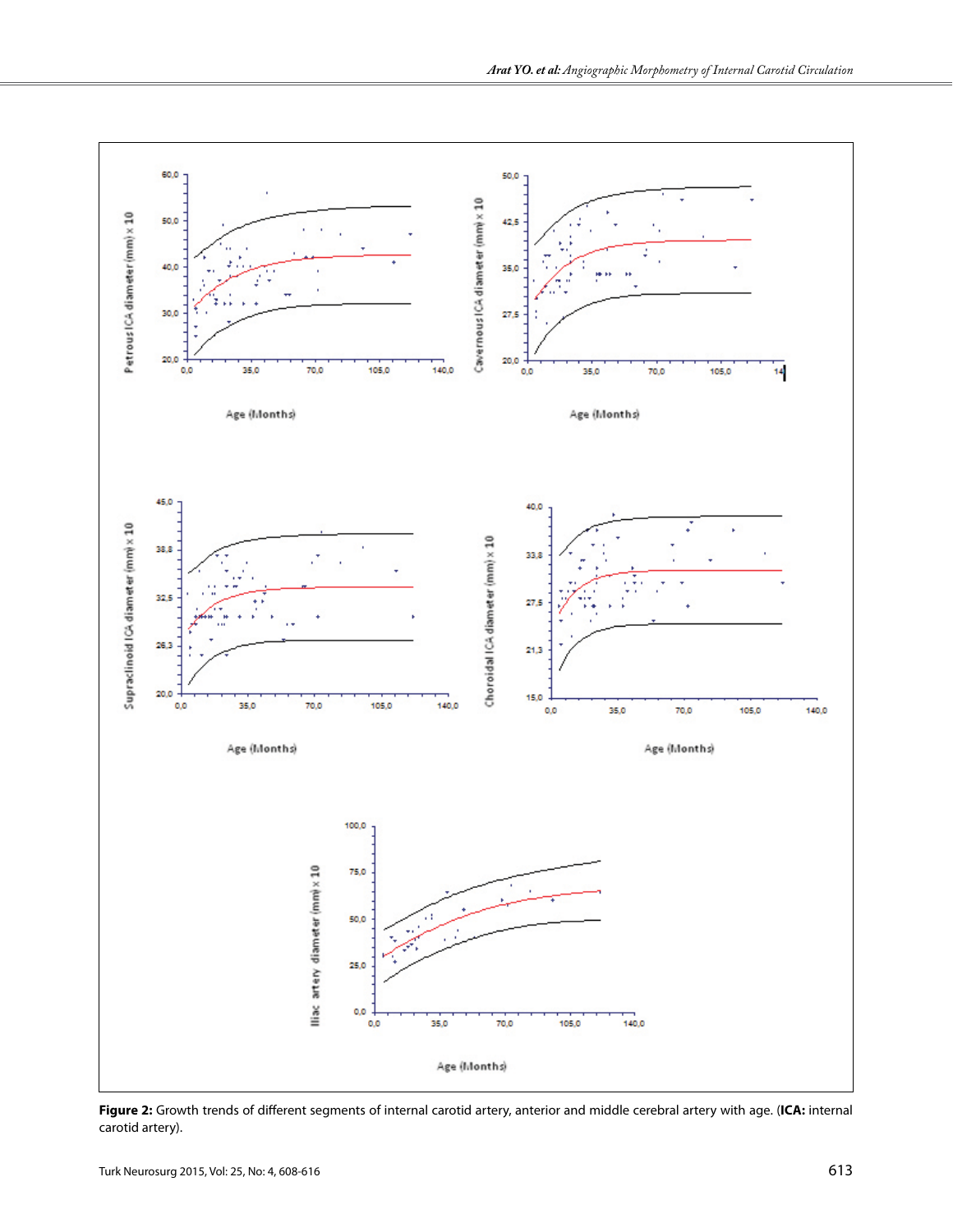**Figure 2:** Growth trends of different segments of internal carotid artery, anterior and middle cerebral artery with age. (**ICA:** internal carotid artery).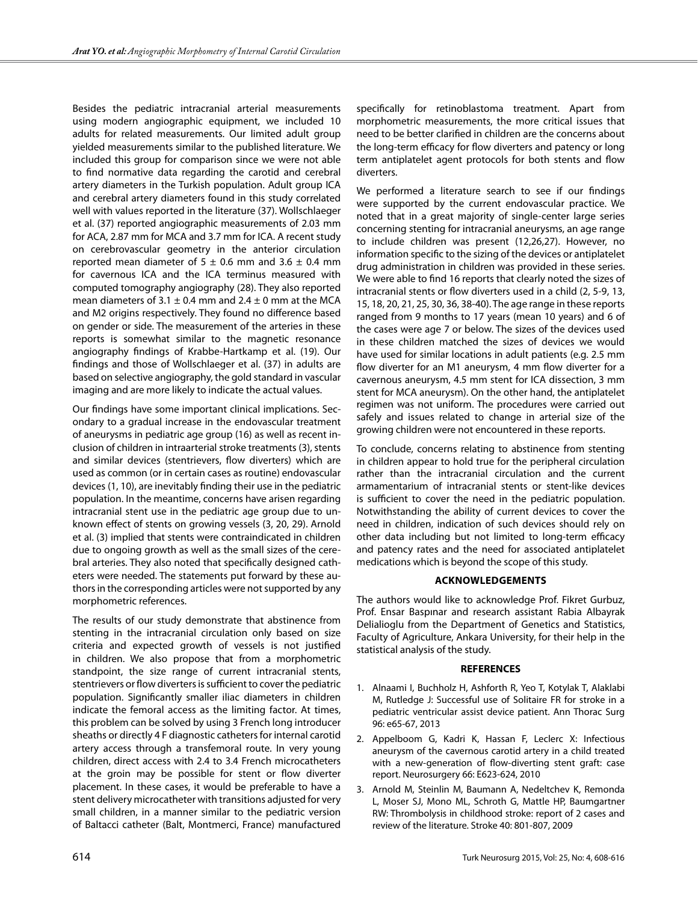Besides the pediatric intracranial arterial measurements using modern angiographic equipment, we included 10 adults for related measurements. Our limited adult group yielded measurements similar to the published literature. We included this group for comparison since we were not able to find normative data regarding the carotid and cerebral artery diameters in the Turkish population. Adult group ICA and cerebral artery diameters found in this study correlated well with values reported in the literature (37). Wollschlaeger et al. (37) reported angiographic measurements of 2.03 mm for ACA, 2.87 mm for MCA and 3.7 mm for ICA. A recent study on cerebrovascular geometry in the anterior circulation reported mean diameter of 5 ± 0.6 mm and 3.6 ± 0.4 mm for cavernous ICA and the ICA terminus measured with computed tomography angiography (28). They also reported mean diameters of 3.1 ± 0.4 mm and 2.4 ± 0 mm at the MCA and M2 origins respectively. They found no difference based on gender or side. The measurement of the arteries in these reports is somewhat similar to the magnetic resonance angiography findings of Krabbe-Hartkamp et al. (19). Our findings and those of Wollschlaeger et al. (37) in adults are based on selective angiography, the gold standard in vascular imaging and are more likely to indicate the actual values.

Our findings have some important clinical implications. Secondary to a gradual increase in the endovascular treatment of aneurysms in pediatric age group (16) as well as recent inclusion of children in intraarterial stroke treatments (3), stents and similar devices (stentrievers, flow diverters) which are used as common (or in certain cases as routine) endovascular devices (1, 10), are inevitably finding their use in the pediatric population. In the meantime, concerns have arisen regarding intracranial stent use in the pediatric age group due to unknown effect of stents on growing vessels (3, 20, 29). Arnold et al. (3) implied that stents were contraindicated in children due to ongoing growth as well as the small sizes of the cerebral arteries. They also noted that specifically designed catheters were needed. The statements put forward by these authors in the corresponding articles were not supported by any morphometric references.

The results of our study demonstrate that abstinence from stenting in the intracranial circulation only based on size criteria and expected growth of vessels is not justified in children. We also propose that from a morphometric standpoint, the size range of current intracranial stents, stentrievers or flow diverters is sufficient to cover the pediatric population. Significantly smaller iliac diameters in children indicate the femoral access as the limiting factor. At times, this problem can be solved by using 3 French long introducer sheaths or directly 4 F diagnostic catheters for internal carotid artery access through a transfemoral route. In very young children, direct access with 2.4 to 3.4 French microcatheters at the groin may be possible for stent or flow diverter placement. In these cases, it would be preferable to have a stent delivery microcatheter with transitions adjusted for very small children, in a manner similar to the pediatric version of Baltacci catheter (Balt, Montmerci, France) manufactured specifically for retinoblastoma treatment. Apart from morphometric measurements, the more critical issues that need to be better clarified in children are the concerns about the long-term efficacy for flow diverters and patency or long term antiplatelet agent protocols for both stents and flow diverters.

We performed a literature search to see if our findings were supported by the current endovascular practice. We noted that in a great majority of single-center large series concerning stenting for intracranial aneurysms, an age range to include children was present (12,26,27). However, no information specific to the sizing of the devices or antiplatelet drug administration in children was provided in these series. We were able to find 16 reports that clearly noted the sizes of intracranial stents or flow diverters used in a child (2, 5-9, 13, 15, 18, 20, 21, 25, 30, 36, 38-40). The age range in these reports ranged from 9 months to 17 years (mean 10 years) and 6 of the cases were age 7 or below. The sizes of the devices used in these children matched the sizes of devices we would have used for similar locations in adult patients (e.g. 2.5 mm flow diverter for an M1 aneurysm, 4 mm flow diverter for a cavernous aneurysm, 4.5 mm stent for ICA dissection, 3 mm stent for MCA aneurysm). On the other hand, the antiplatelet regimen was not uniform. The procedures were carried out safely and issues related to change in arterial size of the growing children were not encountered in these reports.

To conclude, concerns relating to abstinence from stenting in children appear to hold true for the peripheral circulation rather than the intracranial circulation and the current armamentarium of intracranial stents or stent-like devices is sufficient to cover the need in the pediatric population. Notwithstanding the ability of current devices to cover the need in children, indication of such devices should rely on other data including but not limited to long-term efficacy and patency rates and the need for associated antiplatelet medications which is beyond the scope of this study.

## ACKNOWLEDGEMENTS

The authors would like to acknowledge Prof. Fikret Gurbuz, Prof. Ensar Baspınar and research assistant Rabia Albayrak Delialioglu from the Department of Genetics and Statistics, Faculty of Agriculture, Ankara University, for their help in the statistical analysis of the study.

## REFERENCES

1. Alnaami I, Buchholz H, Ashforth R, Yeo T, Kotylak T, Alaklabi M, Rutledge J: Successful use of Solitaire FR for stroke in a pediatric ventricular assist device patient. Ann Thorac Surg 96: e65-67, 2013
2. Appelboom G, Kadri K, Hassan F, Leclerc X: Infectious aneurysm of the cavernous carotid artery in a child treated with a new-generation of flow-diverting stent graft: case report. Neurosurgery 66: E623-624, 2010
3. Arnold M, Steinlin M, Baumann A, Nedeltchev K, Remonda L, Moser SJ, Mono ML, Schroth G, Mattle HP, Baumgartner RW: Thrombolysis in childhood stroke: report of 2 cases and review of the literature. Stroke 40: 801-807, 2009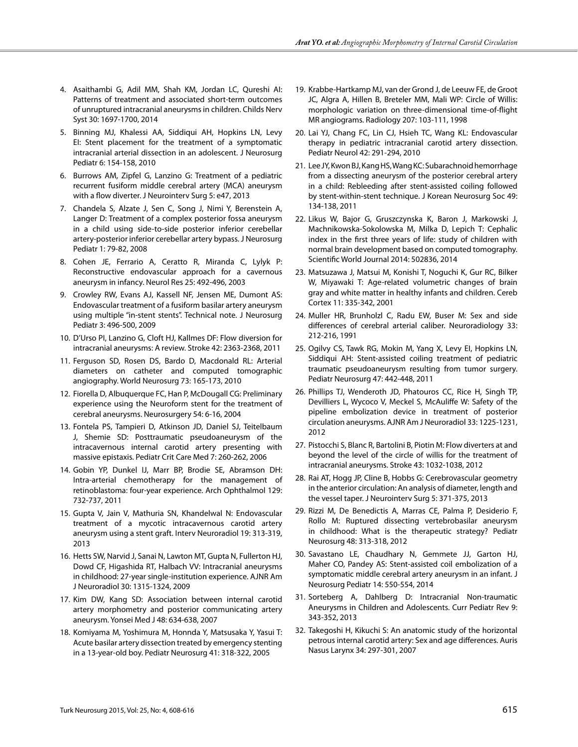4. Asaithambi G, Adil MM, Shah KM, Jordan LC, Qureshi AI: Patterns of treatment and associated short-term outcomes of unruptured intracranial aneurysms in children. Childs Nerv Syst 30: 1697-1700, 2014
5. Binning MJ, Khalessi AA, Siddiqui AH, Hopkins LN, Levy EI: Stent placement for the treatment of a symptomatic intracranial arterial dissection in an adolescent. J Neurosurg Pediatr 6: 154-158, 2010
6. Burrows AM, Zipfel G, Lanzino G: Treatment of a pediatric recurrent fusiform middle cerebral artery (MCA) aneurysm with a flow diverter. J Neurointerv Surg 5: e47, 2013
7. Chandela S, Alzate J, Sen C, Song J, Nimi Y, Berenstein A, Langer D: Treatment of a complex posterior fossa aneurysm in a child using side-to-side posterior inferior cerebellar artery-posterior inferior cerebellar artery bypass. J Neurosurg Pediatr 1: 79-82, 2008
8. Cohen JE, Ferrario A, Ceratto R, Miranda C, Lylyk P: Reconstructive endovascular approach for a cavernous aneurysm in infancy. Neurol Res 25: 492-496, 2003
9. Crowley RW, Evans AJ, Kassell NF, Jensen ME, Dumont AS: Endovascular treatment of a fusiform basilar artery aneurysm using multiple "in-stent stents". Technical note. J Neurosurg Pediatr 3: 496-500, 2009
10. D'Urso PI, Lanzino G, Cloft HJ, Kallmes DF: Flow diversion for intracranial aneurysms: A review. Stroke 42: 2363-2368, 2011
11. Ferguson SD, Rosen DS, Bardo D, Macdonald RL: Arterial diameters on catheter and computed tomographic angiography. World Neurosurg 73: 165-173, 2010
12. Fiorella D, Albuquerque FC, Han P, McDougall CG: Preliminary experience using the Neuroform stent for the treatment of cerebral aneurysms. Neurosurgery 54: 6-16, 2004
13. Fontela PS, Tampieri D, Atkinson JD, Daniel SJ, Teitelbaum J, Shemie SD: Posttraumatic pseudoaneurysm of the intracavernous internal carotid artery presenting with massive epistaxis. Pediatr Crit Care Med 7: 260-262, 2006
14. Gobin YP, Dunkel IJ, Marr BP, Brodie SE, Abramson DH: Intra-arterial chemotherapy for the management of retinoblastoma: four-year experience. Arch Ophthalmol 129: 732-737, 2011
15. Gupta V, Jain V, Mathuria SN, Khandelwal N: Endovascular treatment of a mycotic intracavernous carotid artery aneurysm using a stent graft. Interv Neuroradiol 19: 313-319, 2013
16. Hetts SW, Narvid J, Sanai N, Lawton MT, Gupta N, Fullerton HJ, Dowd CF, Higashida RT, Halbach VV: Intracranial aneurysms in childhood: 27-year single-institution experience. AJNR Am J Neuroradiol 30: 1315-1324, 2009
17. Kim DW, Kang SD: Association between internal carotid artery morphometry and posterior communicating artery aneurysm. Yonsei Med J 48: 634-638, 2007
18. Komiyama M, Yoshimura M, Honnda Y, Matsusaka Y, Yasui T: Acute basilar artery dissection treated by emergency stenting in a 13-year-old boy. Pediatr Neurosurg 41: 318-322, 2005
19. Krabbe-Hartkamp MJ, van der Grond J, de Leeuw FE, de Groot JC, Algra A, Hillen B, Breteler MM, Mali WP: Circle of Willis: morphologic variation on three-dimensional time-of-flight MR angiograms. Radiology 207: 103-111, 1998
20. Lai YJ, Chang FC, Lin CJ, Hsieh TC, Wang KL: Endovascular therapy in pediatric intracranial carotid artery dissection. Pediatr Neurol 42: 291-294, 2010
21. Lee JY, Kwon BJ, Kang HS, Wang KC: Subarachnoid hemorrhage from a dissecting aneurysm of the posterior cerebral artery in a child: Rebleeding after stent-assisted coiling followed by stent-within-stent technique. J Korean Neurosurg Soc 49: 134-138, 2011
22. Likus W, Bajor G, Gruszczynska K, Baron J, Markowski J, Machnikowska-Sokolowska M, Milka D, Lepich T: Cephalic index in the first three years of life: study of children with normal brain development based on computed tomography. Scientific World Journal 2014: 502836, 2014
23. Matsuzawa J, Matsui M, Konishi T, Noguchi K, Gur RC, Bilker W, Miyawaki T: Age-related volumetric changes of brain gray and white matter in healthy infants and children. Cereb Cortex 11: 335-342, 2001
24. Muller HR, Brunholzl C, Radu EW, Buser M: Sex and side differences of cerebral arterial caliber. Neuroradiology 33: 212-216, 1991
25. Ogilvy CS, Tawk RG, Mokin M, Yang X, Levy EI, Hopkins LN, Siddiqui AH: Stent-assisted coiling treatment of pediatric traumatic pseudoaneurysm resulting from tumor surgery. Pediatr Neurosurg 47: 442-448, 2011
26. Phillips TJ, Wenderoth JD, Phatouros CC, Rice H, Singh TP, Devilliers L, Wycoco V, Meckel S, McAuliffe W: Safety of the pipeline embolization device in treatment of posterior circulation aneurysms. AJNR Am J Neuroradiol 33: 1225-1231, 2012
27. Pistocchi S, Blanc R, Bartolini B, Piotin M: Flow diverters at and beyond the level of the circle of willis for the treatment of intracranial aneurysms. Stroke 43: 1032-1038, 2012
28. Rai AT, Hogg JP, Cline B, Hobbs G: Cerebrovascular geometry in the anterior circulation: An analysis of diameter, length and the vessel taper. J Neurointerv Surg 5: 371-375, 2013
29. Rizzi M, De Benedictis A, Marras CE, Palma P, Desiderio F, Rollo M: Ruptured dissecting vertebrobasilar aneurysm in childhood: What is the therapeutic strategy? Pediatr Neurosurg 48: 313-318, 2012
30. Savastano LE, Chaudhary N, Gemmete JJ, Garton HJ, Maher CO, Pandey AS: Stent-assisted coil embolization of a symptomatic middle cerebral artery aneurysm in an infant. J Neurosurg Pediatr 14: 550-554, 2014
31. Sorteberg A, Dahlberg D: Intracranial Non-traumatic Aneurysms in Children and Adolescents. Curr Pediatr Rev 9: 343-352, 2013
32. Takegoshi H, Kikuchi S: An anatomic study of the horizontal petrous internal carotid artery: Sex and age differences. Auris Nasus Larynx 34: 297-301, 2007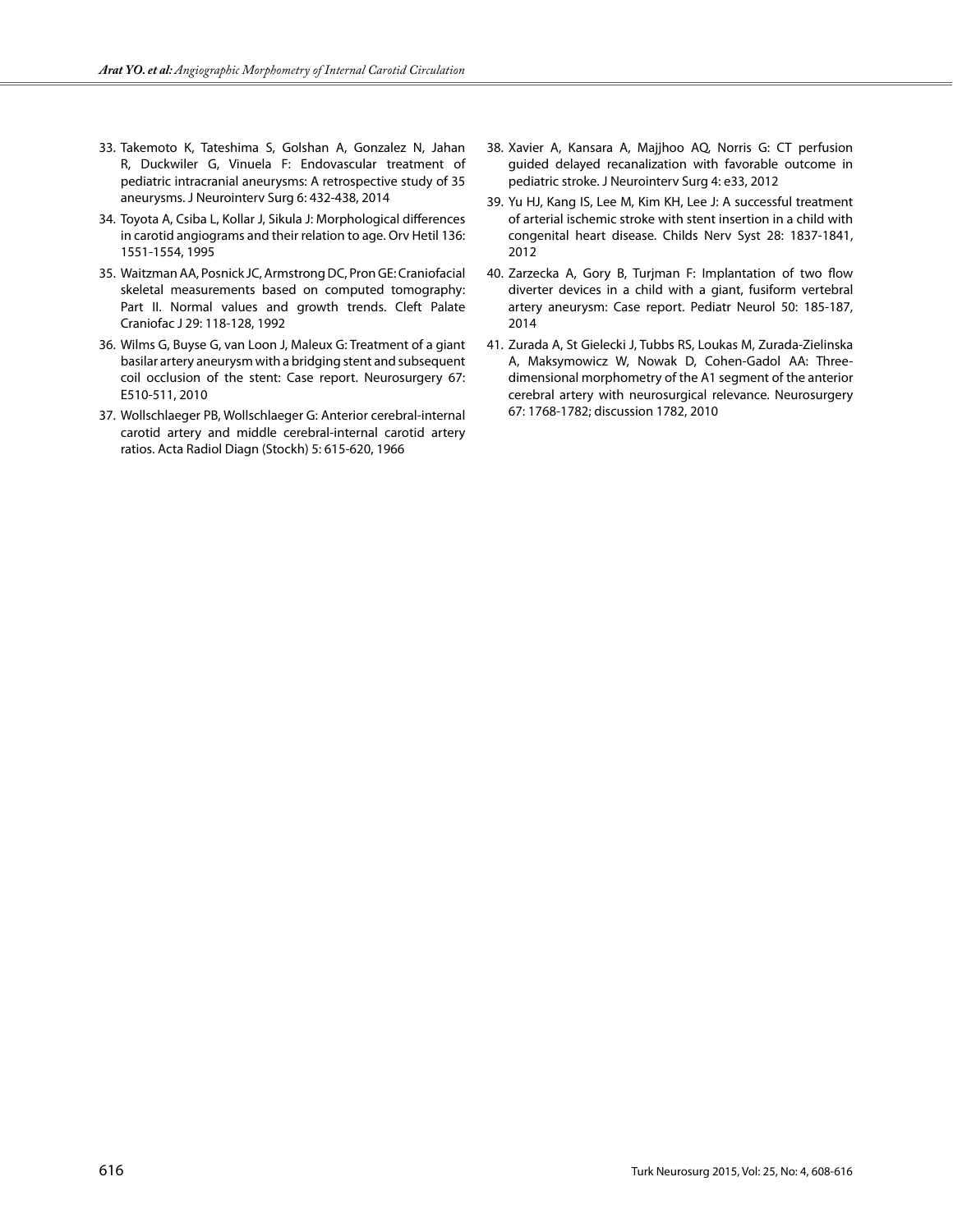33. Takemoto K, Tateshima S, Golshan A, Gonzalez N, Jahan R, Duckwiler G, Vinuela F: Endovascular treatment of pediatric intracranial aneurysms: A retrospective study of 35 aneurysms. J Neurointerv Surg 6: 432-438, 2014

34. Toyota A, Csiba L, Kollar J, Sikula J: Morphological differences in carotid angiograms and their relation to age. Orv Hetil 136: 1551-1554, 1995

35. Waitzman AA, Posnick JC, Armstrong DC, Pron GE: Craniofacial skeletal measurements based on computed tomography: Part II. Normal values and growth trends. Cleft Palate Craniofac J 29: 118-128, 1992

36. Wilms G, Buyse G, van Loon J, Maleux G: Treatment of a giant basilar artery aneurysm with a bridging stent and subsequent coil occlusion of the stent: Case report. Neurosurgery 67: E510-511, 2010

37. Wollschlaeger PB, Wollschlaeger G: Anterior cerebral-internal carotid artery and middle cerebral-internal carotid artery ratios. Acta Radiol Diagn (Stockh) 5: 615-620, 1966

38. Xavier A, Kansara A, Majjhoo AQ, Norris G: CT perfusion guided delayed recanalization with favorable outcome in pediatric stroke. J Neurointerv Surg 4: e33, 2012

39. Yu HJ, Kang IS, Lee M, Kim KH, Lee J: A successful treatment of arterial ischemic stroke with stent insertion in a child with congenital heart disease. Childs Nerv Syst 28: 1837-1841, 2012

40. Zarzecka A, Gory B, Turjman F: Implantation of two flow diverter devices in a child with a giant, fusiform vertebral artery aneurysm: Case report. Pediatr Neurol 50: 185-187, 2014

41. Zurada A, St Gielecki J, Tubbs RS, Loukas M, Zurada-Zielinska A, Maksymowicz W, Nowak D, Cohen-Gadol AA: Three-dimensional morphometry of the A1 segment of the anterior cerebral artery with neurosurgical relevance. Neurosurgery 67: 1768-1782; discussion 1782, 2010